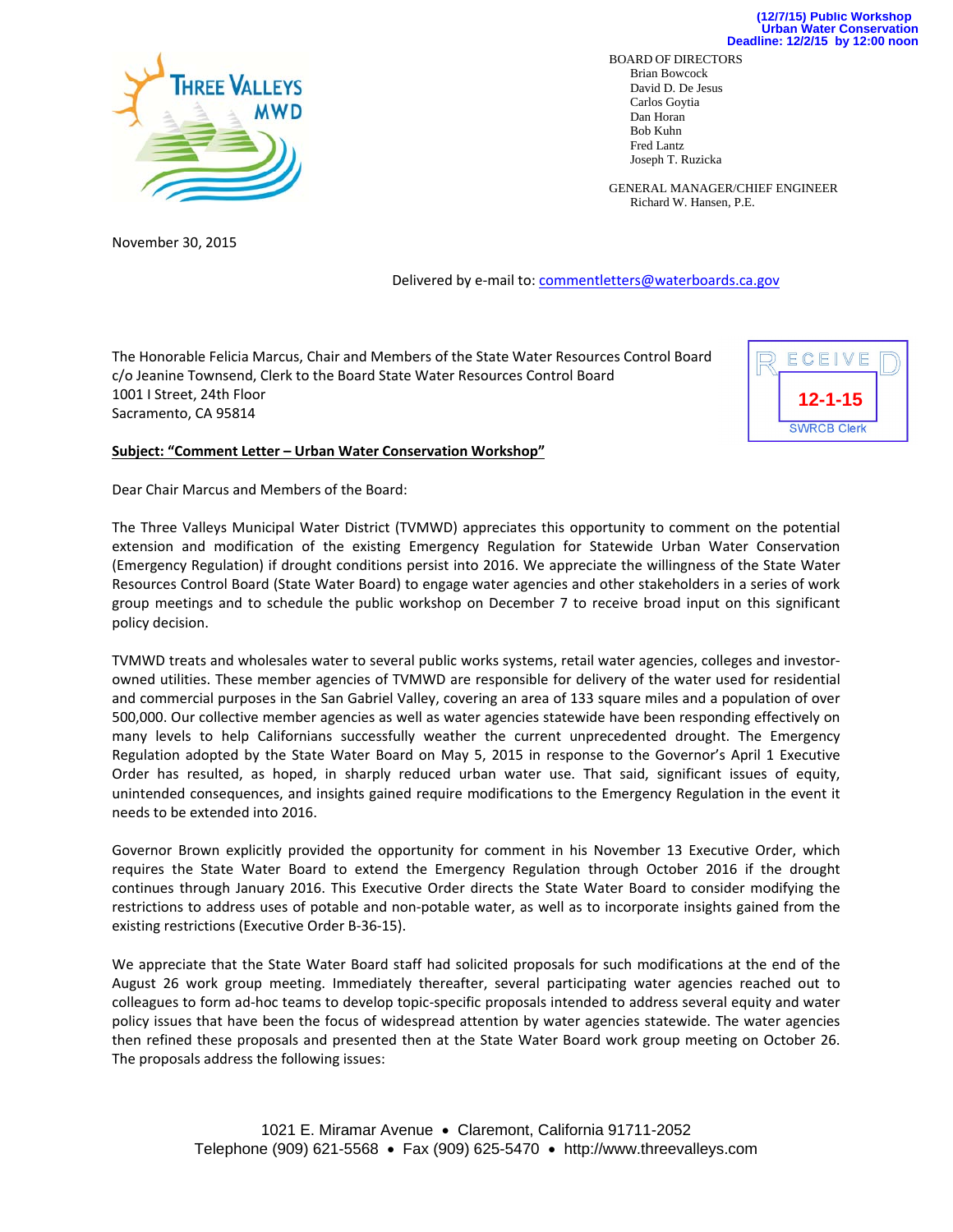(12/7/15) Public Workshop
Urban Water Conservation
Deadline: 12/2/15 by 12:00 noon

THREE VALLEYS MWD

BOARD OF DIRECTORS
Brian Bowcock
David D. De Jesus
Carlos Goytia
Dan Horan
Bob Kuhn
Fred Lantz
Joseph T. Ruzicka

GENERAL MANAGER/CHIEF ENGINEER
Richard W. Hansen, P.E.

November 30, 2015

Delivered by e-mail to: commentletters@waterboards.ca.gov

The Honorable Felicia Marcus, Chair and Members of the State Water Resources Control Board
c/o Jeanine Townsend, Clerk to the Board State Water Resources Control Board
1001 I Street, 24th Floor
Sacramento, CA 95814

RECEIVED
12-1-15
SWRCB Clerk

**Subject: "Comment Letter – Urban Water Conservation Workshop"**

Dear Chair Marcus and Members of the Board:

The Three Valleys Municipal Water District (TVMWD) appreciates this opportunity to comment on the potential extension and modification of the existing Emergency Regulation for Statewide Urban Water Conservation (Emergency Regulation) if drought conditions persist into 2016. We appreciate the willingness of the State Water Resources Control Board (State Water Board) to engage water agencies and other stakeholders in a series of work group meetings and to schedule the public workshop on December 7 to receive broad input on this significant policy decision.

TVMWD treats and wholesales water to several public works systems, retail water agencies, colleges and investor-owned utilities. These member agencies of TVMWD are responsible for delivery of the water used for residential and commercial purposes in the San Gabriel Valley, covering an area of 133 square miles and a population of over 500,000. Our collective member agencies as well as water agencies statewide have been responding effectively on many levels to help Californians successfully weather the current unprecedented drought. The Emergency Regulation adopted by the State Water Board on May 5, 2015 in response to the Governor's April 1 Executive Order has resulted, as hoped, in sharply reduced urban water use. That said, significant issues of equity, unintended consequences, and insights gained require modifications to the Emergency Regulation in the event it needs to be extended into 2016.

Governor Brown explicitly provided the opportunity for comment in his November 13 Executive Order, which requires the State Water Board to extend the Emergency Regulation through October 2016 if the drought continues through January 2016. This Executive Order directs the State Water Board to consider modifying the restrictions to address uses of potable and non-potable water, as well as to incorporate insights gained from the existing restrictions (Executive Order B-36-15).

We appreciate that the State Water Board staff had solicited proposals for such modifications at the end of the August 26 work group meeting. Immediately thereafter, several participating water agencies reached out to colleagues to form ad-hoc teams to develop topic-specific proposals intended to address several equity and water policy issues that have been the focus of widespread attention by water agencies statewide. The water agencies then refined these proposals and presented then at the State Water Board work group meeting on October 26. The proposals address the following issues:

1021 E. Miramar Avenue • Claremont, California 91711-2052
Telephone (909) 621-5568 • Fax (909) 625-5470 • http://www.threevalleys.com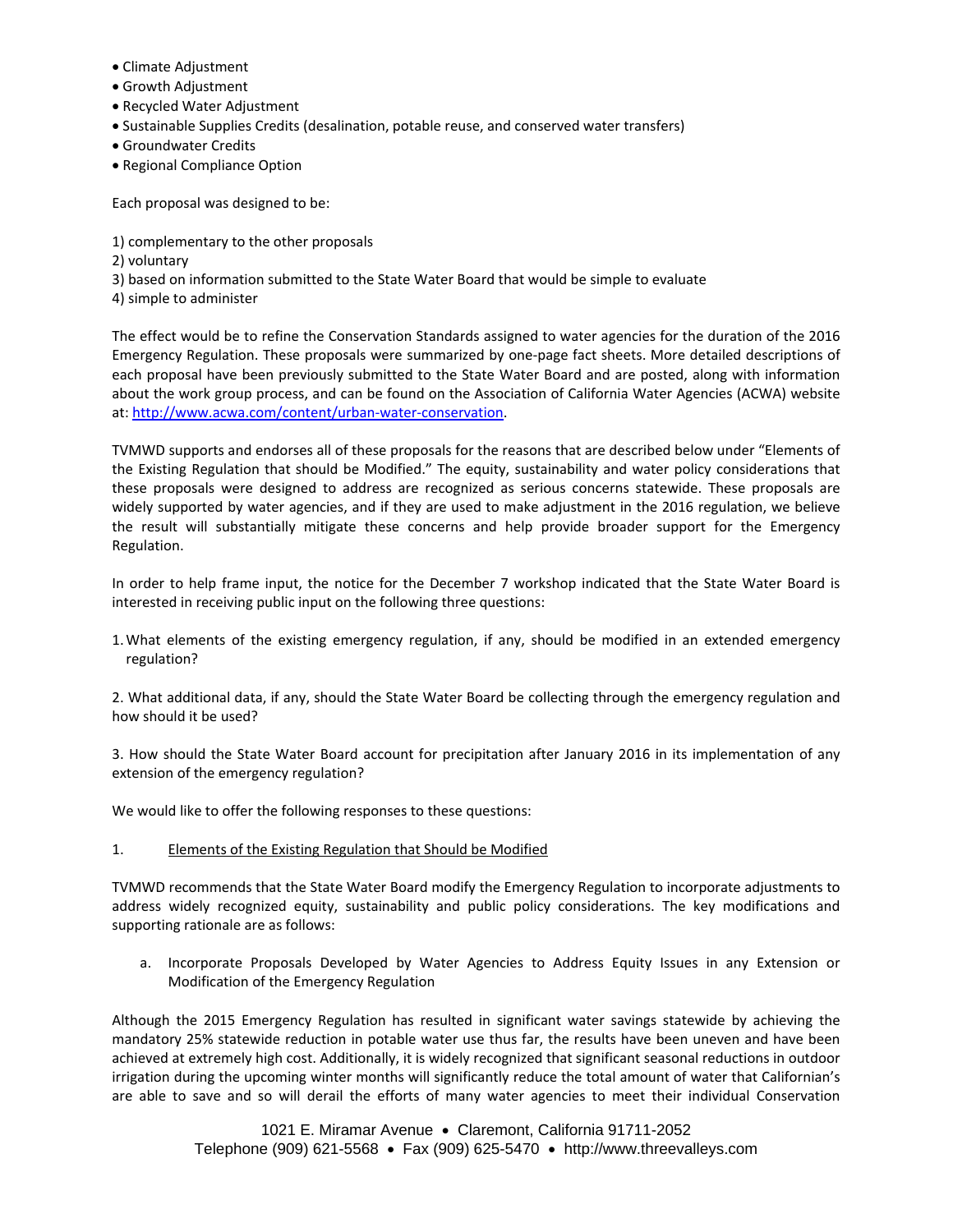- Climate Adjustment
- Growth Adjustment
- Recycled Water Adjustment
- Sustainable Supplies Credits (desalination, potable reuse, and conserved water transfers)
- Groundwater Credits
- Regional Compliance Option

Each proposal was designed to be:

1) complementary to the other proposals
2) voluntary
3) based on information submitted to the State Water Board that would be simple to evaluate
4) simple to administer

The effect would be to refine the Conservation Standards assigned to water agencies for the duration of the 2016 Emergency Regulation. These proposals were summarized by one-page fact sheets. More detailed descriptions of each proposal have been previously submitted to the State Water Board and are posted, along with information about the work group process, and can be found on the Association of California Water Agencies (ACWA) website at: http://www.acwa.com/content/urban-water-conservation.

TVMWD supports and endorses all of these proposals for the reasons that are described below under "Elements of the Existing Regulation that should be Modified." The equity, sustainability and water policy considerations that these proposals were designed to address are recognized as serious concerns statewide. These proposals are widely supported by water agencies, and if they are used to make adjustment in the 2016 regulation, we believe the result will substantially mitigate these concerns and help provide broader support for the Emergency Regulation.

In order to help frame input, the notice for the December 7 workshop indicated that the State Water Board is interested in receiving public input on the following three questions:

1. What elements of the existing emergency regulation, if any, should be modified in an extended emergency regulation?

2. What additional data, if any, should the State Water Board be collecting through the emergency regulation and how should it be used?

3. How should the State Water Board account for precipitation after January 2016 in its implementation of any extension of the emergency regulation?

We would like to offer the following responses to these questions:

1. <u>Elements of the Existing Regulation that Should be Modified</u>

TVMWD recommends that the State Water Board modify the Emergency Regulation to incorporate adjustments to address widely recognized equity, sustainability and public policy considerations. The key modifications and supporting rationale are as follows:

a. Incorporate Proposals Developed by Water Agencies to Address Equity Issues in any Extension or Modification of the Emergency Regulation

Although the 2015 Emergency Regulation has resulted in significant water savings statewide by achieving the mandatory 25% statewide reduction in potable water use thus far, the results have been uneven and have been achieved at extremely high cost. Additionally, it is widely recognized that significant seasonal reductions in outdoor irrigation during the upcoming winter months will significantly reduce the total amount of water that Californian's are able to save and so will derail the efforts of many water agencies to meet their individual Conservation

1021 E. Miramar Avenue • Claremont, California 91711-2052
Telephone (909) 621-5568 • Fax (909) 625-5470 • http://www.threevalleys.com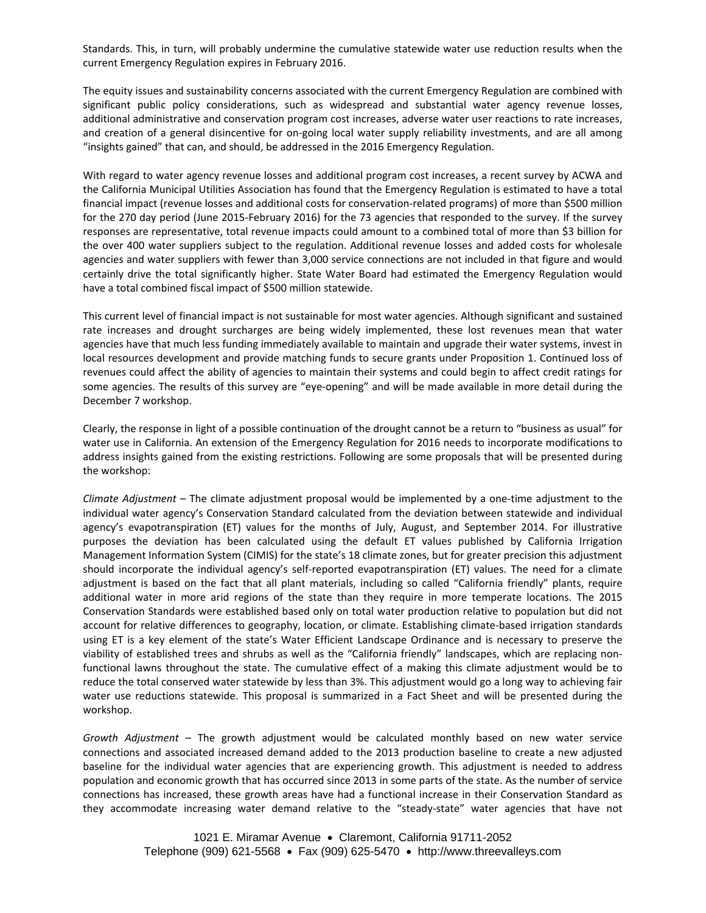Standards. This, in turn, will probably undermine the cumulative statewide water use reduction results when the current Emergency Regulation expires in February 2016.

The equity issues and sustainability concerns associated with the current Emergency Regulation are combined with significant public policy considerations, such as widespread and substantial water agency revenue losses, additional administrative and conservation program cost increases, adverse water user reactions to rate increases, and creation of a general disincentive for on-going local water supply reliability investments, and are all among "insights gained" that can, and should, be addressed in the 2016 Emergency Regulation.

With regard to water agency revenue losses and additional program cost increases, a recent survey by ACWA and the California Municipal Utilities Association has found that the Emergency Regulation is estimated to have a total financial impact (revenue losses and additional costs for conservation-related programs) of more than $500 million for the 270 day period (June 2015-February 2016) for the 73 agencies that responded to the survey. If the survey responses are representative, total revenue impacts could amount to a combined total of more than $3 billion for the over 400 water suppliers subject to the regulation. Additional revenue losses and added costs for wholesale agencies and water suppliers with fewer than 3,000 service connections are not included in that figure and would certainly drive the total significantly higher. State Water Board had estimated the Emergency Regulation would have a total combined fiscal impact of $500 million statewide.

This current level of financial impact is not sustainable for most water agencies. Although significant and sustained rate increases and drought surcharges are being widely implemented, these lost revenues mean that water agencies have that much less funding immediately available to maintain and upgrade their water systems, invest in local resources development and provide matching funds to secure grants under Proposition 1. Continued loss of revenues could affect the ability of agencies to maintain their systems and could begin to affect credit ratings for some agencies. The results of this survey are "eye-opening" and will be made available in more detail during the December 7 workshop.

Clearly, the response in light of a possible continuation of the drought cannot be a return to "business as usual" for water use in California. An extension of the Emergency Regulation for 2016 needs to incorporate modifications to address insights gained from the existing restrictions. Following are some proposals that will be presented during the workshop:

*Climate Adjustment* – The climate adjustment proposal would be implemented by a one-time adjustment to the individual water agency's Conservation Standard calculated from the deviation between statewide and individual agency's evapotranspiration (ET) values for the months of July, August, and September 2014. For illustrative purposes the deviation has been calculated using the default ET values published by California Irrigation Management Information System (CIMIS) for the state's 18 climate zones, but for greater precision this adjustment should incorporate the individual agency's self-reported evapotranspiration (ET) values. The need for a climate adjustment is based on the fact that all plant materials, including so called "California friendly" plants, require additional water in more arid regions of the state than they require in more temperate locations. The 2015 Conservation Standards were established based only on total water production relative to population but did not account for relative differences to geography, location, or climate. Establishing climate-based irrigation standards using ET is a key element of the state's Water Efficient Landscape Ordinance and is necessary to preserve the viability of established trees and shrubs as well as the "California friendly" landscapes, which are replacing non-functional lawns throughout the state. The cumulative effect of a making this climate adjustment would be to reduce the total conserved water statewide by less than 3%. This adjustment would go a long way to achieving fair water use reductions statewide. This proposal is summarized in a Fact Sheet and will be presented during the workshop.

*Growth Adjustment* – The growth adjustment would be calculated monthly based on new water service connections and associated increased demand added to the 2013 production baseline to create a new adjusted baseline for the individual water agencies that are experiencing growth. This adjustment is needed to address population and economic growth that has occurred since 2013 in some parts of the state. As the number of service connections has increased, these growth areas have had a functional increase in their Conservation Standard as they accommodate increasing water demand relative to the "steady-state" water agencies that have not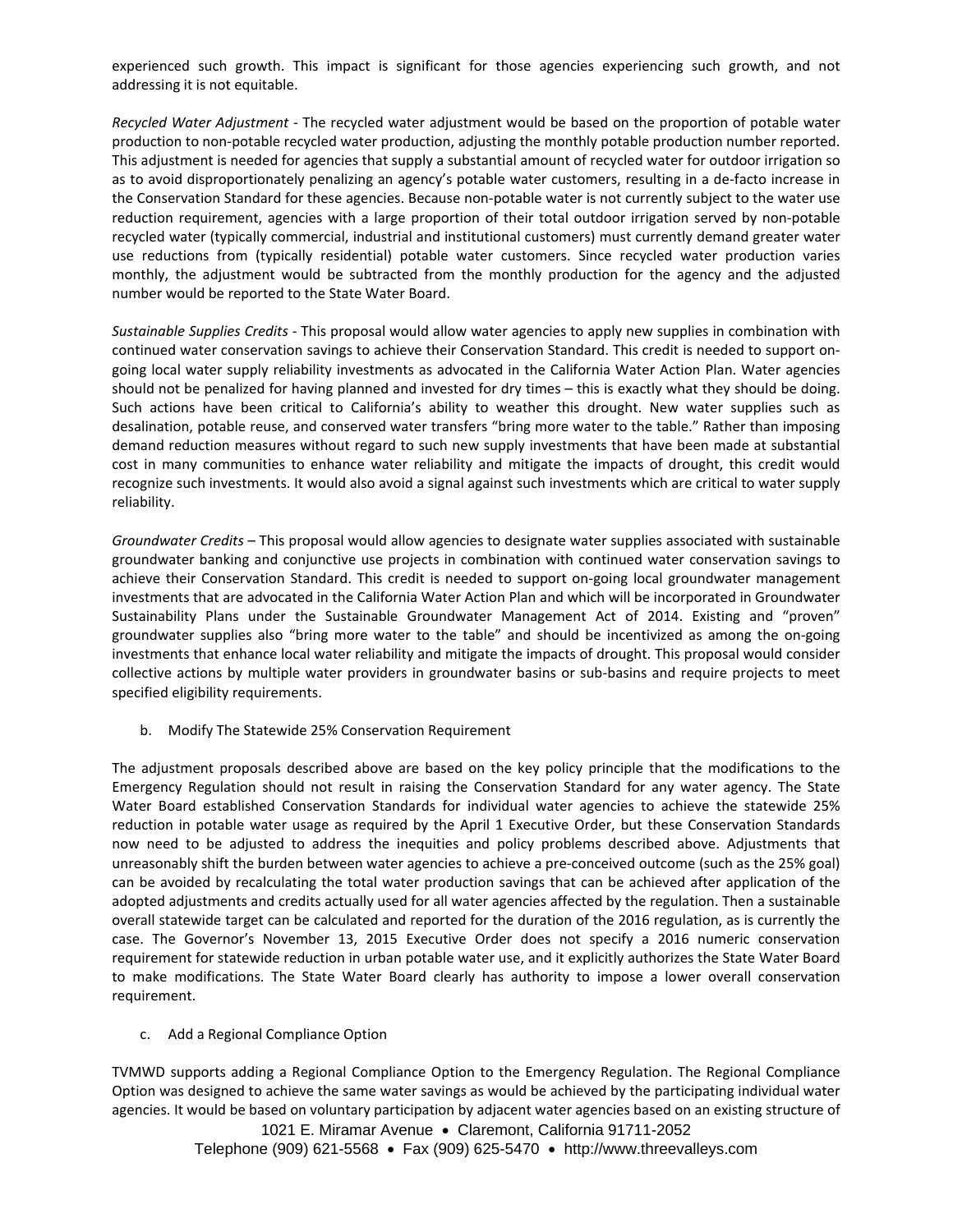experienced such growth. This impact is significant for those agencies experiencing such growth, and not addressing it is not equitable.

*Recycled Water Adjustment* - The recycled water adjustment would be based on the proportion of potable water production to non-potable recycled water production, adjusting the monthly potable production number reported. This adjustment is needed for agencies that supply a substantial amount of recycled water for outdoor irrigation so as to avoid disproportionately penalizing an agency's potable water customers, resulting in a de-facto increase in the Conservation Standard for these agencies. Because non-potable water is not currently subject to the water use reduction requirement, agencies with a large proportion of their total outdoor irrigation served by non-potable recycled water (typically commercial, industrial and institutional customers) must currently demand greater water use reductions from (typically residential) potable water customers. Since recycled water production varies monthly, the adjustment would be subtracted from the monthly production for the agency and the adjusted number would be reported to the State Water Board.

*Sustainable Supplies Credits* - This proposal would allow water agencies to apply new supplies in combination with continued water conservation savings to achieve their Conservation Standard. This credit is needed to support on-going local water supply reliability investments as advocated in the California Water Action Plan. Water agencies should not be penalized for having planned and invested for dry times – this is exactly what they should be doing. Such actions have been critical to California's ability to weather this drought. New water supplies such as desalination, potable reuse, and conserved water transfers "bring more water to the table." Rather than imposing demand reduction measures without regard to such new supply investments that have been made at substantial cost in many communities to enhance water reliability and mitigate the impacts of drought, this credit would recognize such investments. It would also avoid a signal against such investments which are critical to water supply reliability.

*Groundwater Credits* – This proposal would allow agencies to designate water supplies associated with sustainable groundwater banking and conjunctive use projects in combination with continued water conservation savings to achieve their Conservation Standard. This credit is needed to support on-going local groundwater management investments that are advocated in the California Water Action Plan and which will be incorporated in Groundwater Sustainability Plans under the Sustainable Groundwater Management Act of 2014. Existing and "proven" groundwater supplies also "bring more water to the table" and should be incentivized as among the on-going investments that enhance local water reliability and mitigate the impacts of drought. This proposal would consider collective actions by multiple water providers in groundwater basins or sub-basins and require projects to meet specified eligibility requirements.

b. Modify The Statewide 25% Conservation Requirement

The adjustment proposals described above are based on the key policy principle that the modifications to the Emergency Regulation should not result in raising the Conservation Standard for any water agency. The State Water Board established Conservation Standards for individual water agencies to achieve the statewide 25% reduction in potable water usage as required by the April 1 Executive Order, but these Conservation Standards now need to be adjusted to address the inequities and policy problems described above. Adjustments that unreasonably shift the burden between water agencies to achieve a pre-conceived outcome (such as the 25% goal) can be avoided by recalculating the total water production savings that can be achieved after application of the adopted adjustments and credits actually used for all water agencies affected by the regulation. Then a sustainable overall statewide target can be calculated and reported for the duration of the 2016 regulation, as is currently the case. The Governor's November 13, 2015 Executive Order does not specify a 2016 numeric conservation requirement for statewide reduction in urban potable water use, and it explicitly authorizes the State Water Board to make modifications. The State Water Board clearly has authority to impose a lower overall conservation requirement.

c. Add a Regional Compliance Option

TVMWD supports adding a Regional Compliance Option to the Emergency Regulation. The Regional Compliance Option was designed to achieve the same water savings as would be achieved by the participating individual water agencies. It would be based on voluntary participation by adjacent water agencies based on an existing structure of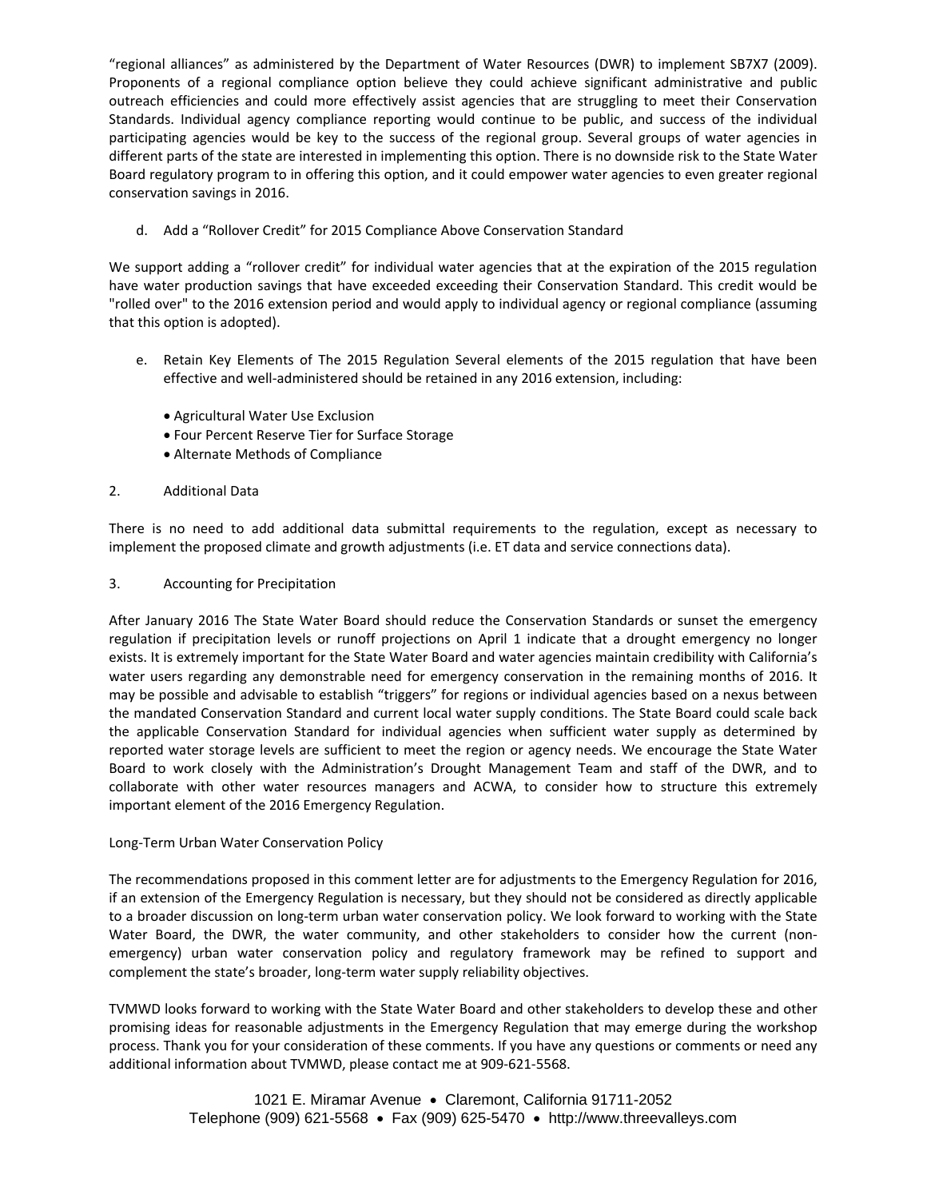"regional alliances" as administered by the Department of Water Resources (DWR) to implement SB7X7 (2009). Proponents of a regional compliance option believe they could achieve significant administrative and public outreach efficiencies and could more effectively assist agencies that are struggling to meet their Conservation Standards. Individual agency compliance reporting would continue to be public, and success of the individual participating agencies would be key to the success of the regional group. Several groups of water agencies in different parts of the state are interested in implementing this option. There is no downside risk to the State Water Board regulatory program to in offering this option, and it could empower water agencies to even greater regional conservation savings in 2016.

d. Add a "Rollover Credit" for 2015 Compliance Above Conservation Standard

We support adding a "rollover credit" for individual water agencies that at the expiration of the 2015 regulation have water production savings that have exceeded exceeding their Conservation Standard. This credit would be "rolled over" to the 2016 extension period and would apply to individual agency or regional compliance (assuming that this option is adopted).

e. Retain Key Elements of The 2015 Regulation Several elements of the 2015 regulation that have been effective and well-administered should be retained in any 2016 extension, including:

- Agricultural Water Use Exclusion
- Four Percent Reserve Tier for Surface Storage
- Alternate Methods of Compliance

2. Additional Data

There is no need to add additional data submittal requirements to the regulation, except as necessary to implement the proposed climate and growth adjustments (i.e. ET data and service connections data).

3. Accounting for Precipitation

After January 2016 The State Water Board should reduce the Conservation Standards or sunset the emergency regulation if precipitation levels or runoff projections on April 1 indicate that a drought emergency no longer exists. It is extremely important for the State Water Board and water agencies maintain credibility with California's water users regarding any demonstrable need for emergency conservation in the remaining months of 2016. It may be possible and advisable to establish "triggers" for regions or individual agencies based on a nexus between the mandated Conservation Standard and current local water supply conditions. The State Board could scale back the applicable Conservation Standard for individual agencies when sufficient water supply as determined by reported water storage levels are sufficient to meet the region or agency needs. We encourage the State Water Board to work closely with the Administration's Drought Management Team and staff of the DWR, and to collaborate with other water resources managers and ACWA, to consider how to structure this extremely important element of the 2016 Emergency Regulation.

Long-Term Urban Water Conservation Policy

The recommendations proposed in this comment letter are for adjustments to the Emergency Regulation for 2016, if an extension of the Emergency Regulation is necessary, but they should not be considered as directly applicable to a broader discussion on long-term urban water conservation policy. We look forward to working with the State Water Board, the DWR, the water community, and other stakeholders to consider how the current (non-emergency) urban water conservation policy and regulatory framework may be refined to support and complement the state's broader, long-term water supply reliability objectives.

TVMWD looks forward to working with the State Water Board and other stakeholders to develop these and other promising ideas for reasonable adjustments in the Emergency Regulation that may emerge during the workshop process. Thank you for your consideration of these comments. If you have any questions or comments or need any additional information about TVMWD, please contact me at 909-621-5568.

1021 E. Miramar Avenue • Claremont, California 91711-2052
Telephone (909) 621-5568 • Fax (909) 625-5470 • http://www.threevalleys.com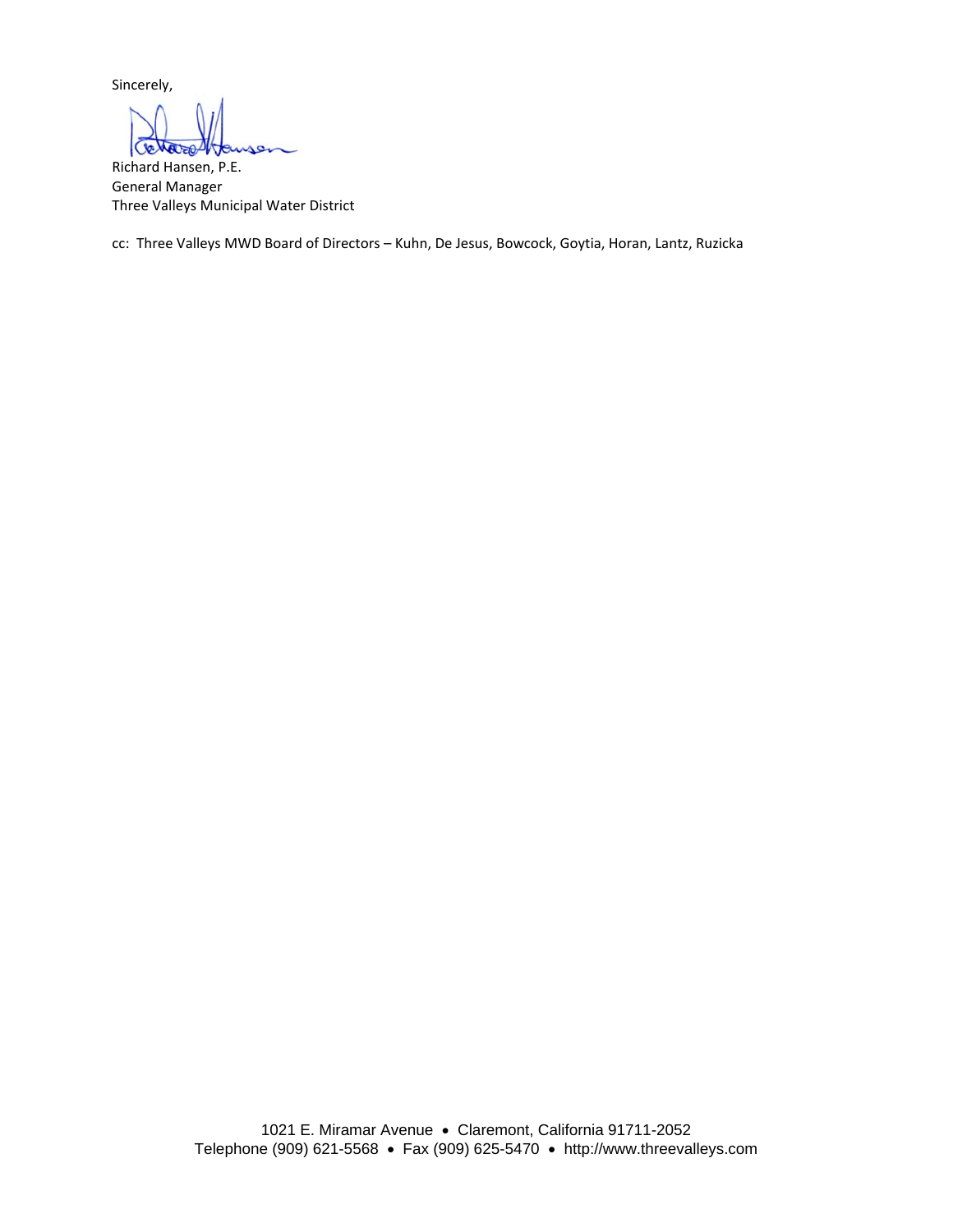Sincerely,

Richard Hansen, P.E.
General Manager
Three Valleys Municipal Water District

cc: Three Valleys MWD Board of Directors – Kuhn, De Jesus, Bowcock, Goytia, Horan, Lantz, Ruzicka

1021 E. Miramar Avenue • Claremont, California 91711-2052
Telephone (909) 621-5568 • Fax (909) 625-5470 • http://www.threevalleys.com